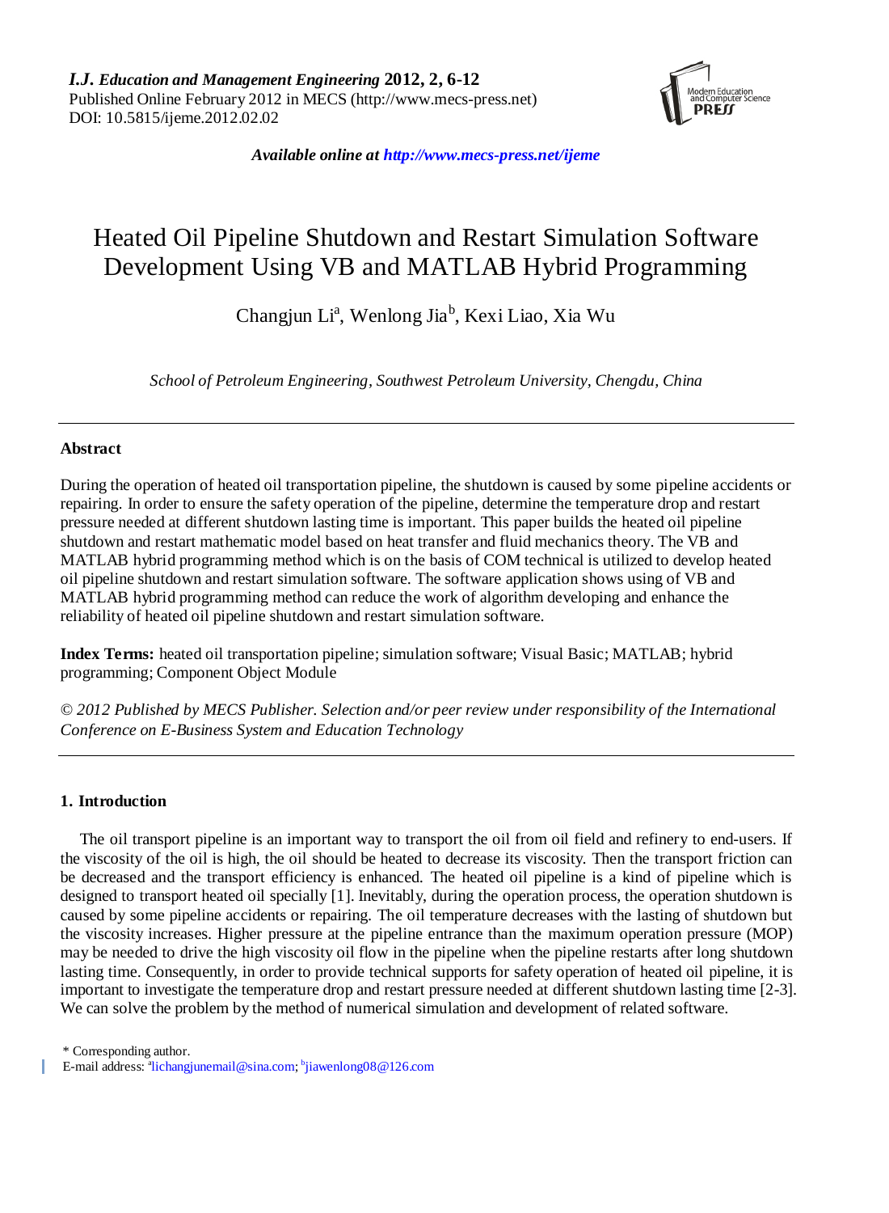*Available online at http://www.mecs-press.net/ijeme*

# Heated Oil Pipeline Shutdown and Restart Simulation Software Development Using VB and MATLAB Hybrid Programming

Changjun Li[a], Wenlong Jia[b], Kexi Liao, Xia Wu

*School of Petroleum Engineering, Southwest Petroleum University, Chengdu, China*

---

### Abstract

During the operation of heated oil transportation pipeline, the shutdown is caused by some pipeline accidents or repairing. In order to ensure the safety operation of the pipeline, determine the temperature drop and restart pressure needed at different shutdown lasting time is important. This paper builds the heated oil pipeline shutdown and restart mathematic model based on heat transfer and fluid mechanics theory. The VB and MATLAB hybrid programming method which is on the basis of COM technical is utilized to develop heated oil pipeline shutdown and restart simulation software. The software application shows using of VB and MATLAB hybrid programming method can reduce the work of algorithm developing and enhance the reliability of heated oil pipeline shutdown and restart simulation software.

**Index Terms:** heated oil transportation pipeline; simulation software; Visual Basic; MATLAB; hybrid programming; Component Object Module

*© 2012 Published by MECS Publisher. Selection and/or peer review under responsibility of the International Conference on E-Business System and Education Technology*

---

## 1. Introduction

The oil transport pipeline is an important way to transport the oil from oil field and refinery to end-users. If the viscosity of the oil is high, the oil should be heated to decrease its viscosity. Then the transport friction can be decreased and the transport efficiency is enhanced. The heated oil pipeline is a kind of pipeline which is designed to transport heated oil specially [1]. Inevitably, during the operation process, the operation shutdown is caused by some pipeline accidents or repairing. The oil temperature decreases with the lasting of shutdown but the viscosity increases. Higher pressure at the pipeline entrance than the maximum operation pressure (MOP) may be needed to drive the high viscosity oil flow in the pipeline when the pipeline restarts after long shutdown lasting time. Consequently, in order to provide technical supports for safety operation of heated oil pipeline, it is important to investigate the temperature drop and restart pressure needed at different shutdown lasting time [2-3]. We can solve the problem by the method of numerical simulation and development of related software.

\* Corresponding author.
E-mail address: [a]lichangjunemail@sina.com; [b]jiawenlong08@126.com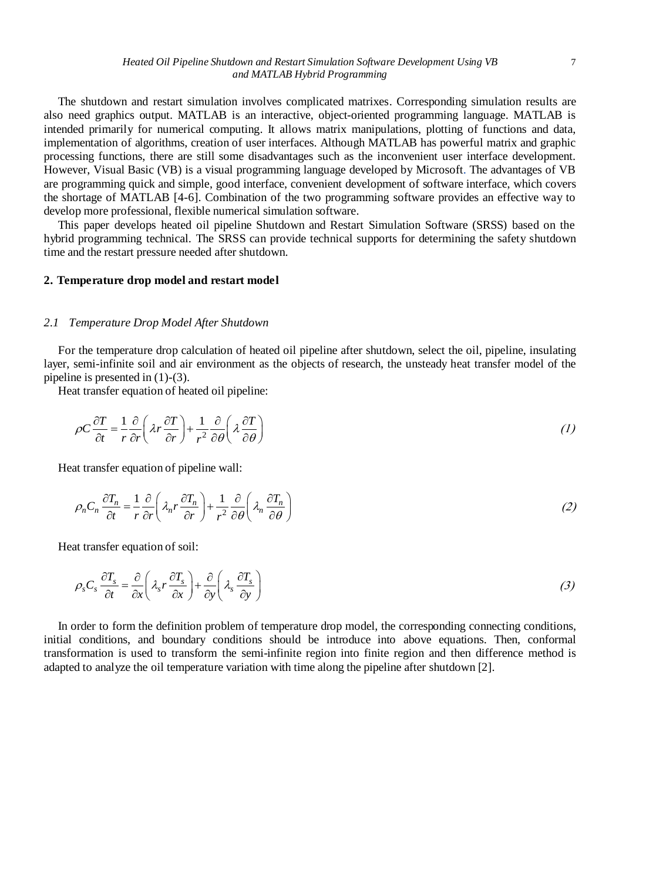The shutdown and restart simulation involves complicated matrixes. Corresponding simulation results are also need graphics output. MATLAB is an interactive, object-oriented programming language. MATLAB is intended primarily for numerical computing. It allows matrix manipulations, plotting of functions and data, implementation of algorithms, creation of user interfaces. Although MATLAB has powerful matrix and graphic processing functions, there are still some disadvantages such as the inconvenient user interface development. However, Visual Basic (VB) is a visual programming language developed by Microsoft. The advantages of VB are programming quick and simple, good interface, convenient development of software interface, which covers the shortage of MATLAB [4-6]. Combination of the two programming software provides an effective way to develop more professional, flexible numerical simulation software.

This paper develops heated oil pipeline Shutdown and Restart Simulation Software (SRSS) based on the hybrid programming technical. The SRSS can provide technical supports for determining the safety shutdown time and the restart pressure needed after shutdown.

## 2. Temperature drop model and restart model

### *2.1 Temperature Drop Model After Shutdown*

For the temperature drop calculation of heated oil pipeline after shutdown, select the oil, pipeline, insulating layer, semi-infinite soil and air environment as the objects of research, the unsteady heat transfer model of the pipeline is presented in (1)-(3).

Heat transfer equation of heated oil pipeline:

$$\rho C \frac{\partial T}{\partial t} = \frac{1}{r}\frac{\partial}{\partial r}\left(\lambda r \frac{\partial T}{\partial r}\right) + \frac{1}{r^2}\frac{\partial}{\partial \theta}\left(\lambda \frac{\partial T}{\partial \theta}\right) \tag{1}$$

Heat transfer equation of pipeline wall:

$$\rho_n C_n \frac{\partial T_n}{\partial t} = \frac{1}{r}\frac{\partial}{\partial r}\left(\lambda_n r \frac{\partial T_n}{\partial r}\right) + \frac{1}{r^2}\frac{\partial}{\partial \theta}\left(\lambda_n \frac{\partial T_n}{\partial \theta}\right) \tag{2}$$

Heat transfer equation of soil:

$$\rho_s C_s \frac{\partial T_s}{\partial t} = \frac{\partial}{\partial x}\left(\lambda_s r \frac{\partial T_s}{\partial x}\right) + \frac{\partial}{\partial y}\left(\lambda_s \frac{\partial T_s}{\partial y}\right) \tag{3}$$

In order to form the definition problem of temperature drop model, the corresponding connecting conditions, initial conditions, and boundary conditions should be introduce into above equations. Then, conformal transformation is used to transform the semi-infinite region into finite region and then difference method is adapted to analyze the oil temperature variation with time along the pipeline after shutdown [2].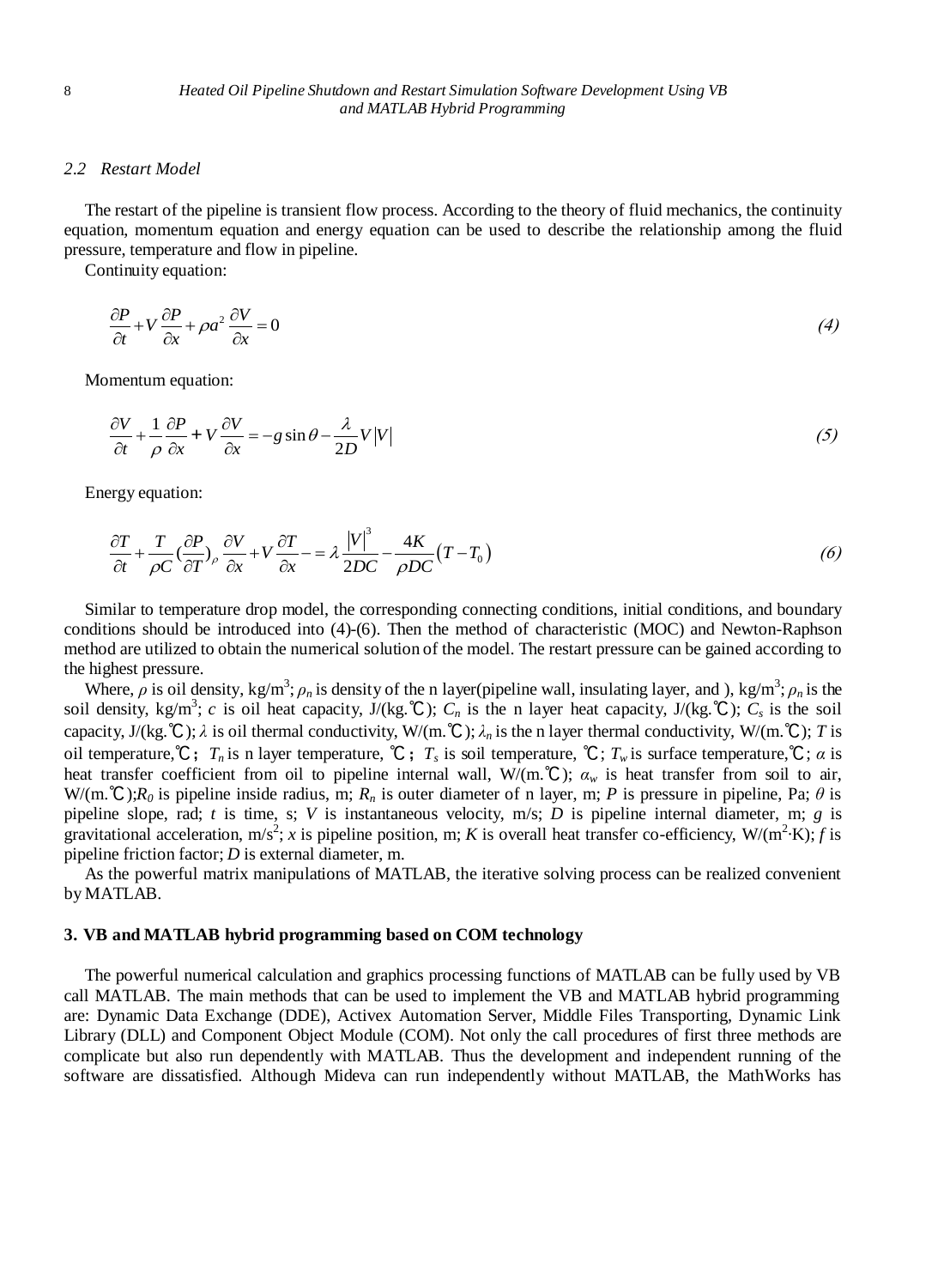### 2.2 Restart Model

The restart of the pipeline is transient flow process. According to the theory of fluid mechanics, the continuity equation, momentum equation and energy equation can be used to describe the relationship among the fluid pressure, temperature and flow in pipeline.

Continuity equation:

$$\frac{\partial P}{\partial t}+V\frac{\partial P}{\partial x}+\rho a^2\frac{\partial V}{\partial x}=0 \tag{4}$$

Momentum equation:

$$\frac{\partial V}{\partial t}+\frac{1}{\rho}\frac{\partial P}{\partial x}+V\frac{\partial V}{\partial x}=-g\sin\theta-\frac{\lambda}{2D}V\left|V\right| \tag{5}$$

Energy equation:

$$\frac{\partial T}{\partial t}+\frac{T}{\rho C}\left(\frac{\partial P}{\partial T}\right)_{\rho}\frac{\partial V}{\partial x}+V\frac{\partial T}{\partial x}-=\lambda\frac{\left|V\right|^3}{2DC}-\frac{4K}{\rho DC}\left(T-T_0\right) \tag{6}$$

Similar to temperature drop model, the corresponding connecting conditions, initial conditions, and boundary conditions should be introduced into (4)-(6). Then the method of characteristic (MOC) and Newton-Raphson method are utilized to obtain the numerical solution of the model. The restart pressure can be gained according to the highest pressure.

Where, $\rho$ is oil density, kg/m$^3$; $\rho_n$ is density of the n layer(pipeline wall, insulating layer, and ), kg/m$^3$; $\rho_n$ is the soil density, kg/m$^3$; $c$ is oil heat capacity, J/(kg.℃); $C_n$ is the n layer heat capacity, J/(kg.℃); $C_s$ is the soil capacity, J/(kg.℃); $\lambda$ is oil thermal conductivity, W/(m.℃); $\lambda_n$ is the n layer thermal conductivity, W/(m.℃); $T$ is oil temperature,℃; $T_n$ is n layer temperature, ℃; $T_s$ is soil temperature, ℃; $T_w$ is surface temperature,℃; $\alpha$ is heat transfer coefficient from oil to pipeline internal wall, W/(m.℃); $\alpha_w$ is heat transfer from soil to air, W/(m.℃); $R_0$ is pipeline inside radius, m; $R_n$ is outer diameter of n layer, m; $P$ is pressure in pipeline, Pa; $\theta$ is pipeline slope, rad; $t$ is time, s; $V$ is instantaneous velocity, m/s; $D$ is pipeline internal diameter, m; $g$ is gravitational acceleration, m/s$^2$; $x$ is pipeline position, m; $K$ is overall heat transfer co-efficiency, W/(m$^2$·K); $f$ is pipeline friction factor; $D$ is external diameter, m.

As the powerful matrix manipulations of MATLAB, the iterative solving process can be realized convenient by MATLAB.

## 3. VB and MATLAB hybrid programming based on COM technology

The powerful numerical calculation and graphics processing functions of MATLAB can be fully used by VB call MATLAB. The main methods that can be used to implement the VB and MATLAB hybrid programming are: Dynamic Data Exchange (DDE), Activex Automation Server, Middle Files Transporting, Dynamic Link Library (DLL) and Component Object Module (COM). Not only the call procedures of first three methods are complicate but also run dependently with MATLAB. Thus the development and independent running of the software are dissatisfied. Although Mideva can run independently without MATLAB, the MathWorks has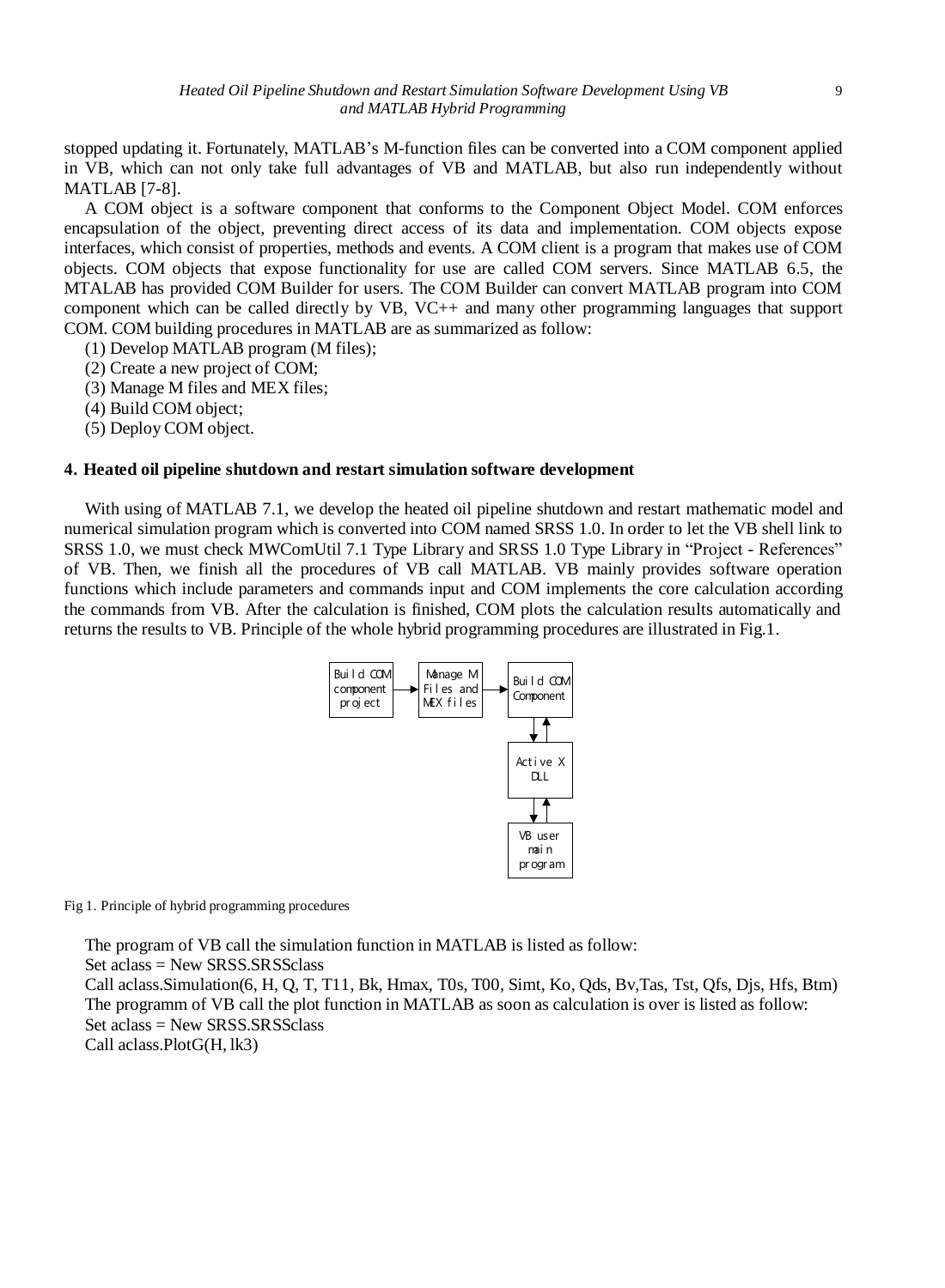stopped updating it. Fortunately, MATLAB's M-function files can be converted into a COM component applied in VB, which can not only take full advantages of VB and MATLAB, but also run independently without MATLAB [7-8].

A COM object is a software component that conforms to the Component Object Model. COM enforces encapsulation of the object, preventing direct access of its data and implementation. COM objects expose interfaces, which consist of properties, methods and events. A COM client is a program that makes use of COM objects. COM objects that expose functionality for use are called COM servers. Since MATLAB 6.5, the MTALAB has provided COM Builder for users. The COM Builder can convert MATLAB program into COM component which can be called directly by VB, VC++ and many other programming languages that support COM. COM building procedures in MATLAB are as summarized as follow:

(1) Develop MATLAB program (M files);
(2) Create a new project of COM;
(3) Manage M files and MEX files;
(4) Build COM object;
(5) Deploy COM object.

## 4. Heated oil pipeline shutdown and restart simulation software development

With using of MATLAB 7.1, we develop the heated oil pipeline shutdown and restart mathematic model and numerical simulation program which is converted into COM named SRSS 1.0. In order to let the VB shell link to SRSS 1.0, we must check MWComUtil 7.1 Type Library and SRSS 1.0 Type Library in "Project - References" of VB. Then, we finish all the procedures of VB call MATLAB. VB mainly provides software operation functions which include parameters and commands input and COM implements the core calculation according the commands from VB. After the calculation is finished, COM plots the calculation results automatically and returns the results to VB. Principle of the whole hybrid programming procedures are illustrated in Fig.1.

Build COM component project

Manage M Files and MEX files

Build COM Component

Active X DLL

VB user main program

Fig 1. Principle of hybrid programming procedures

The program of VB call the simulation function in MATLAB is listed as follow:

```
Set aclass = New SRSS.SRSSclass
Call aclass.Simulation(6, H, Q, T, T11, Bk, Hmax, T0s, T00, Simt, Ko, Qds, Bv,Tas, Tst, Qfs, Djs, Hfs, Btm)
```

The programm of VB call the plot function in MATLAB as soon as calculation is over is listed as follow:

```
Set aclass = New SRSS.SRSSclass
Call aclass.PlotG(H, lk3)
```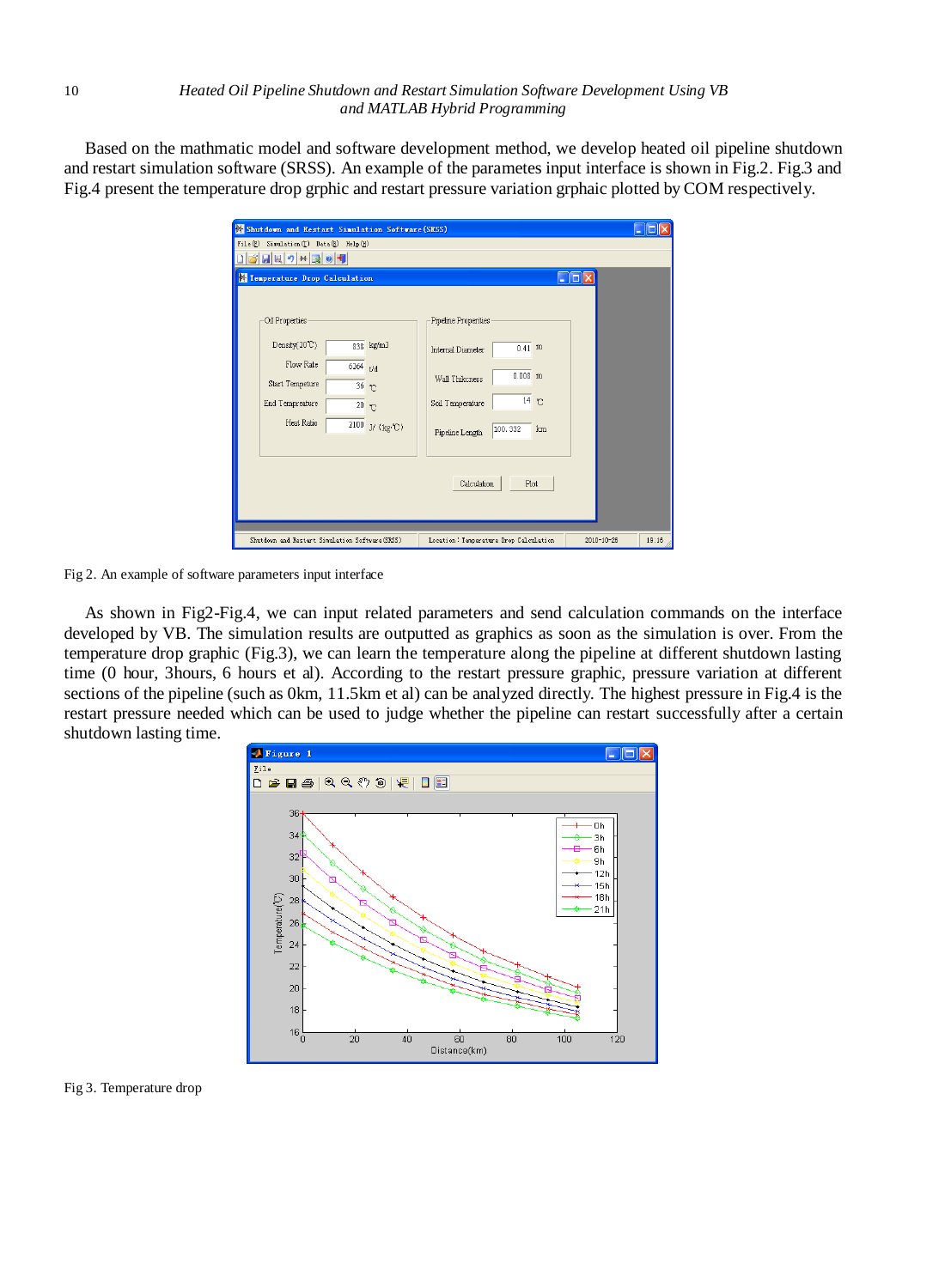Based on the mathmatic model and software development method, we develop heated oil pipeline shutdown and restart simulation software (SRSS). An example of the parametes input interface is shown in Fig.2. Fig.3 and Fig.4 present the temperature drop grphic and restart pressure variation grphaic plotted by COM respectively.

Shutdown and Restart Simulation Software(SRSS)

File(F) Simulation(I) Data(D) Help(H)

Temperature Drop Calculation

Oil Properties

Density(20℃) 838 kg/m3

Flow Rate 6264 t/d

Start Tempeture 36 ℃

End Tempeprature 20 ℃

Heat Ratio 2100 J/(kg·℃)

Pipeline Properties

Internal Diameter 0.41 m

Wall Thikcness 0.008 m

Soil Temperature 14 ℃

Pipeline Length 100.332 km

Calculation Plot

Shutdown and Restart Simulation Software(SRSS) Location: Temperature Drop Calculation 2010-10-26 19:16

Fig 2. An example of software parameters input interface

As shown in Fig2-Fig.4, we can input related parameters and send calculation commands on the interface developed by VB. The simulation results are outputted as graphics as soon as the simulation is over. From the temperature drop graphic (Fig.3), we can learn the temperature along the pipeline at different shutdown lasting time (0 hour, 3hours, 6 hours et al). According to the restart pressure graphic, pressure variation at different sections of the pipeline (such as 0km, 11.5km et al) can be analyzed directly. The highest pressure in Fig.4 is the restart pressure needed which can be used to judge whether the pipeline can restart successfully after a certain shutdown lasting time.

Figure 1

File

Temperature(℃)

Distance(km)

0h
3h
6h
9h
12h
15h
18h
21h

16 18 20 22 24 26 28 30 32 34 36

0 20 40 60 80 100 120

Fig 3. Temperature drop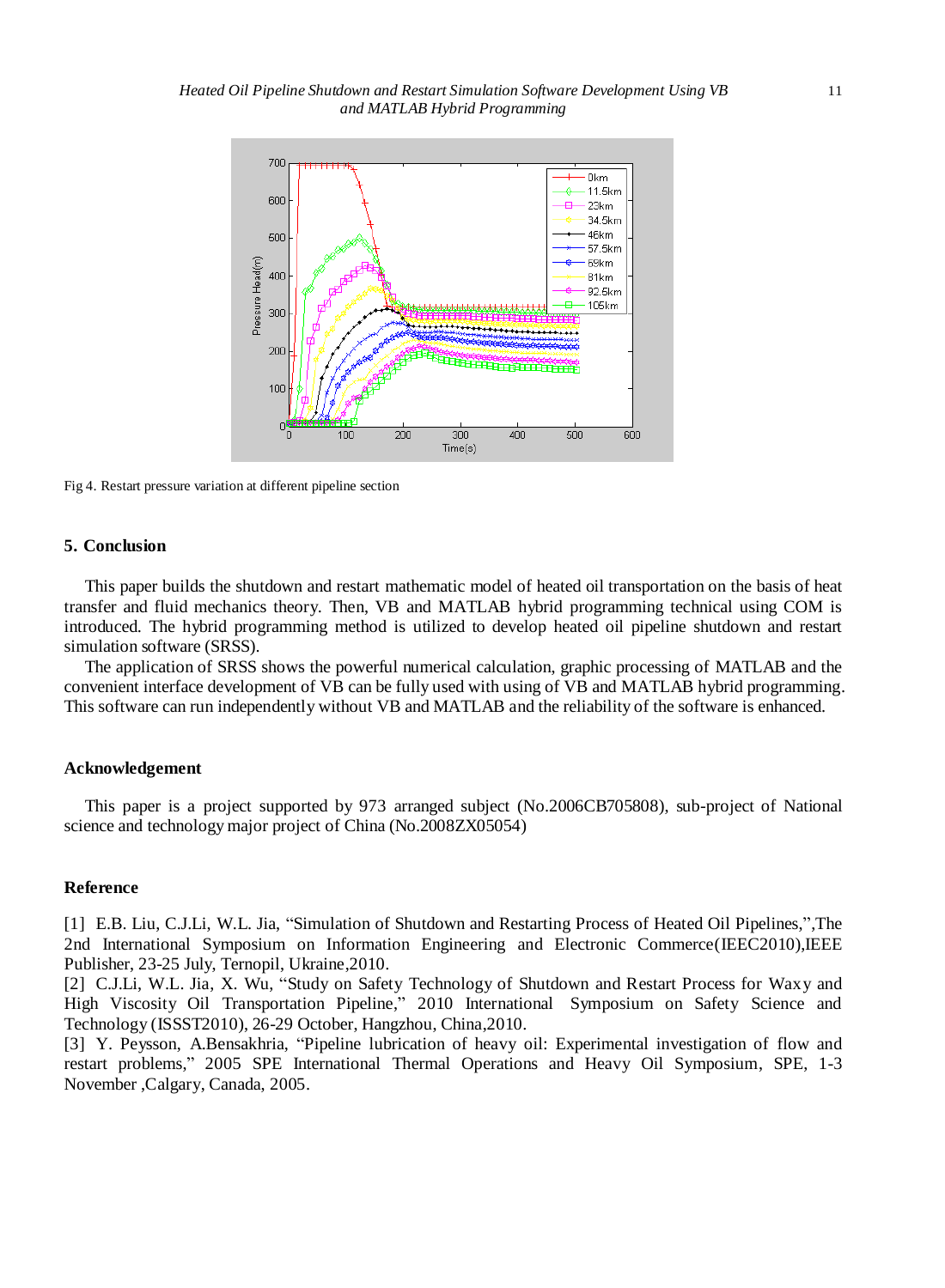700
600
500
400
300
200
100
0
0
100
200
300
400
500
600
Time(s)
Pressure Head(m)
0km
11.5km
23km
34.5km
46km
57.5km
69km
81km
92.5km
105km

Fig 4. Restart pressure variation at different pipeline section

## 5. Conclusion

This paper builds the shutdown and restart mathematic model of heated oil transportation on the basis of heat transfer and fluid mechanics theory. Then, VB and MATLAB hybrid programming technical using COM is introduced. The hybrid programming method is utilized to develop heated oil pipeline shutdown and restart simulation software (SRSS).

The application of SRSS shows the powerful numerical calculation, graphic processing of MATLAB and the convenient interface development of VB can be fully used with using of VB and MATLAB hybrid programming. This software can run independently without VB and MATLAB and the reliability of the software is enhanced.

### Acknowledgement

This paper is a project supported by 973 arranged subject (No.2006CB705808), sub-project of National science and technology major project of China (No.2008ZX05054)

### Reference

[1] E.B. Liu, C.J.Li, W.L. Jia, "Simulation of Shutdown and Restarting Process of Heated Oil Pipelines,",The 2nd International Symposium on Information Engineering and Electronic Commerce(IEEC2010),IEEE Publisher, 23-25 July, Ternopil, Ukraine,2010.

[2] C.J.Li, W.L. Jia, X. Wu, "Study on Safety Technology of Shutdown and Restart Process for Waxy and High Viscosity Oil Transportation Pipeline," 2010 International Symposium on Safety Science and Technology (ISSST2010), 26-29 October, Hangzhou, China,2010.

[3] Y. Peysson, A.Bensakhria, "Pipeline lubrication of heavy oil: Experimental investigation of flow and restart problems," 2005 SPE International Thermal Operations and Heavy Oil Symposium, SPE, 1-3 November ,Calgary, Canada, 2005.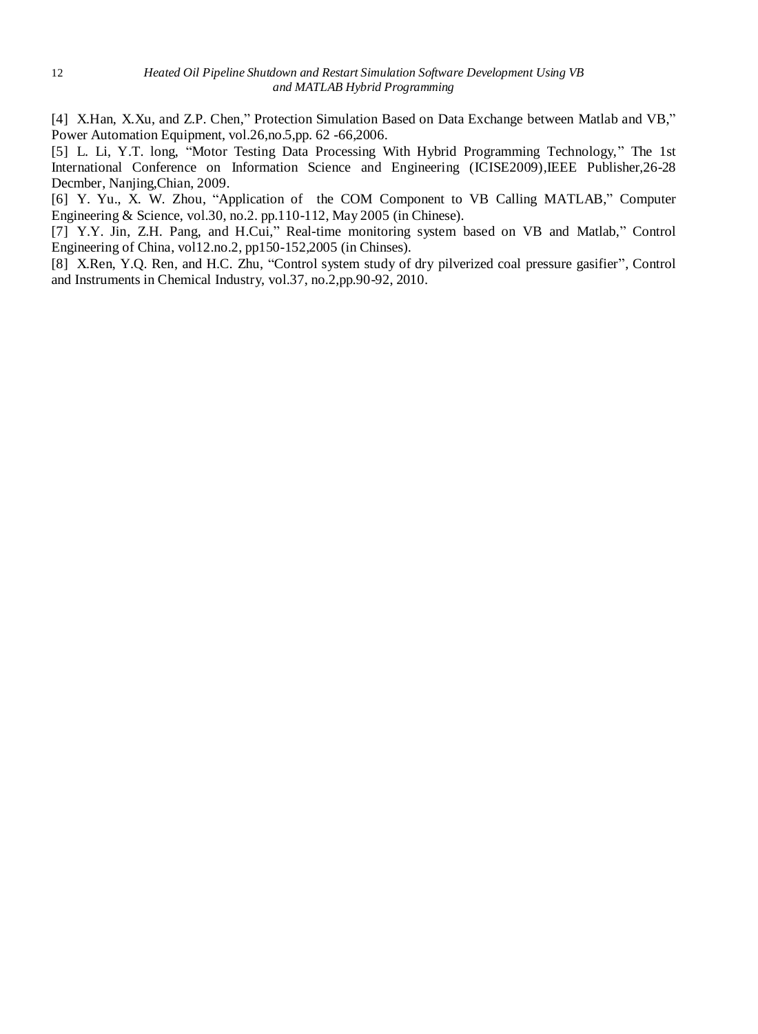[4] X.Han, X.Xu, and Z.P. Chen," Protection Simulation Based on Data Exchange between Matlab and VB," Power Automation Equipment, vol.26,no.5,pp. 62 -66,2006.

[5] L. Li, Y.T. long, "Motor Testing Data Processing With Hybrid Programming Technology," The 1st International Conference on Information Science and Engineering (ICISE2009),IEEE Publisher,26-28 Decmber, Nanjing,Chian, 2009.

[6] Y. Yu., X. W. Zhou, "Application of the COM Component to VB Calling MATLAB," Computer Engineering & Science, vol.30, no.2. pp.110-112, May 2005 (in Chinese).

[7] Y.Y. Jin, Z.H. Pang, and H.Cui," Real-time monitoring system based on VB and Matlab," Control Engineering of China, vol12.no.2, pp150-152,2005 (in Chinses).

[8] X.Ren, Y.Q. Ren, and H.C. Zhu, "Control system study of dry pilverized coal pressure gasifier", Control and Instruments in Chemical Industry, vol.37, no.2,pp.90-92, 2010.